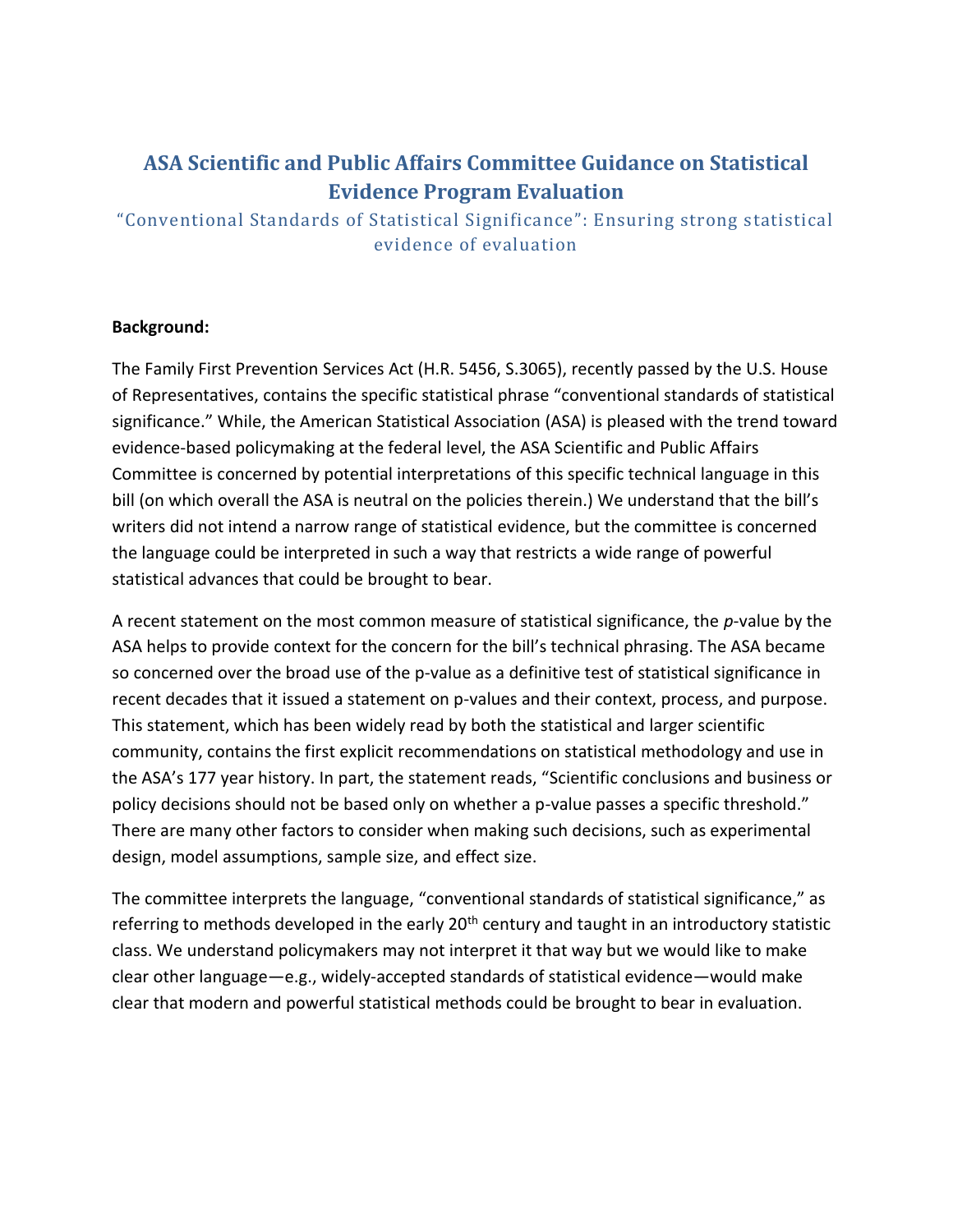# ASA Scientific and Public Affairs Committee Guidance on Statistical Evidence Program Evaluation

## "Conventional Standards of Statistical Significance": Ensuring strong statistical evidence of evaluation

**Background:**

The Family First Prevention Services Act (H.R. 5456, S.3065), recently passed by the U.S. House of Representatives, contains the specific statistical phrase "conventional standards of statistical significance." While, the American Statistical Association (ASA) is pleased with the trend toward evidence-based policymaking at the federal level, the ASA Scientific and Public Affairs Committee is concerned by potential interpretations of this specific technical language in this bill (on which overall the ASA is neutral on the policies therein.) We understand that the bill's writers did not intend a narrow range of statistical evidence, but the committee is concerned the language could be interpreted in such a way that restricts a wide range of powerful statistical advances that could be brought to bear.

A recent statement on the most common measure of statistical significance, the *p*-value by the ASA helps to provide context for the concern for the bill's technical phrasing. The ASA became so concerned over the broad use of the p-value as a definitive test of statistical significance in recent decades that it issued a statement on p-values and their context, process, and purpose. This statement, which has been widely read by both the statistical and larger scientific community, contains the first explicit recommendations on statistical methodology and use in the ASA's 177 year history. In part, the statement reads, "Scientific conclusions and business or policy decisions should not be based only on whether a p-value passes a specific threshold." There are many other factors to consider when making such decisions, such as experimental design, model assumptions, sample size, and effect size.

The committee interprets the language, "conventional standards of statistical significance," as referring to methods developed in the early 20th century and taught in an introductory statistic class. We understand policymakers may not interpret it that way but we would like to make clear other language—e.g., widely-accepted standards of statistical evidence—would make clear that modern and powerful statistical methods could be brought to bear in evaluation.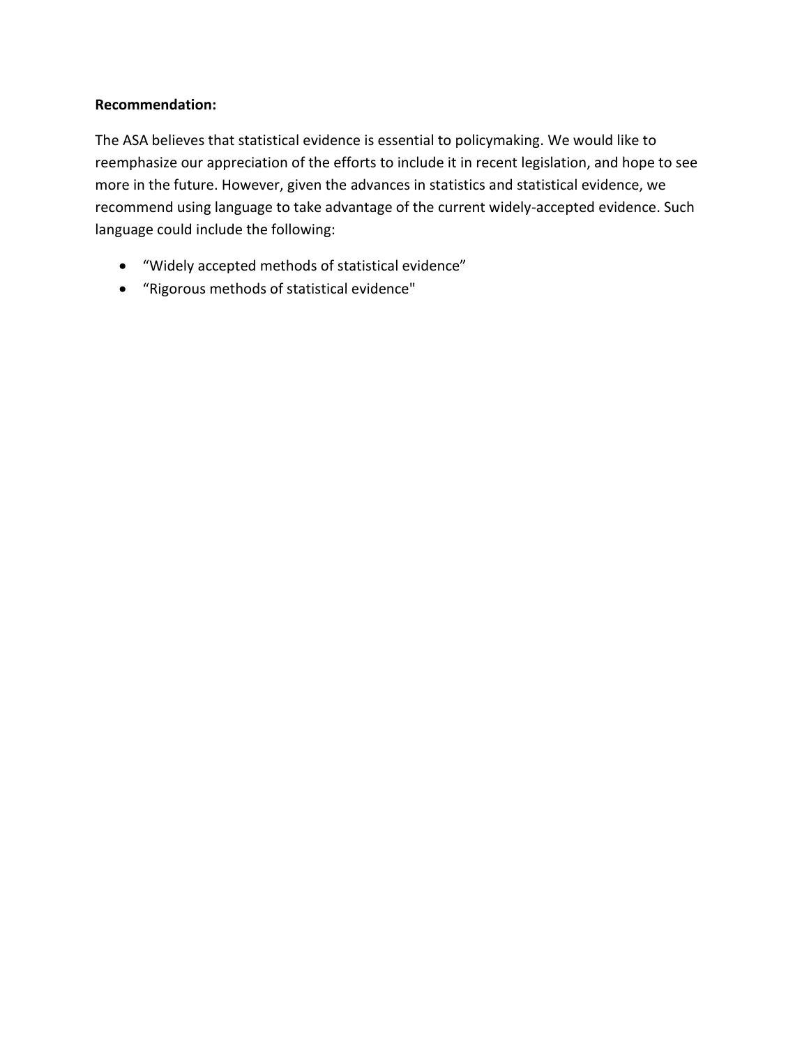**Recommendation:**

The ASA believes that statistical evidence is essential to policymaking. We would like to reemphasize our appreciation of the efforts to include it in recent legislation, and hope to see more in the future. However, given the advances in statistics and statistical evidence, we recommend using language to take advantage of the current widely-accepted evidence. Such language could include the following:

- "Widely accepted methods of statistical evidence"
- "Rigorous methods of statistical evidence"